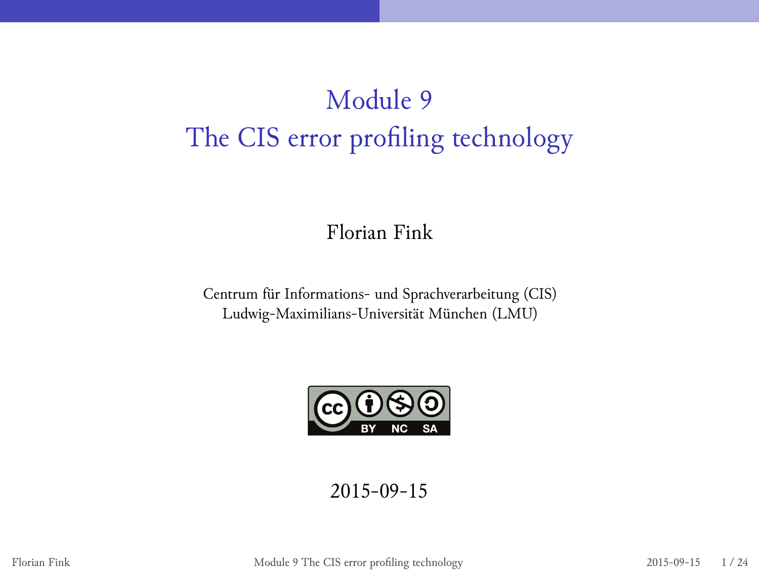# Module 9
# The CIS error profiling technology

Florian Fink

Centrum für Informations- und Sprachverarbeitung (CIS)
Ludwig-Maximilians-Universität München (LMU)

2015-09-15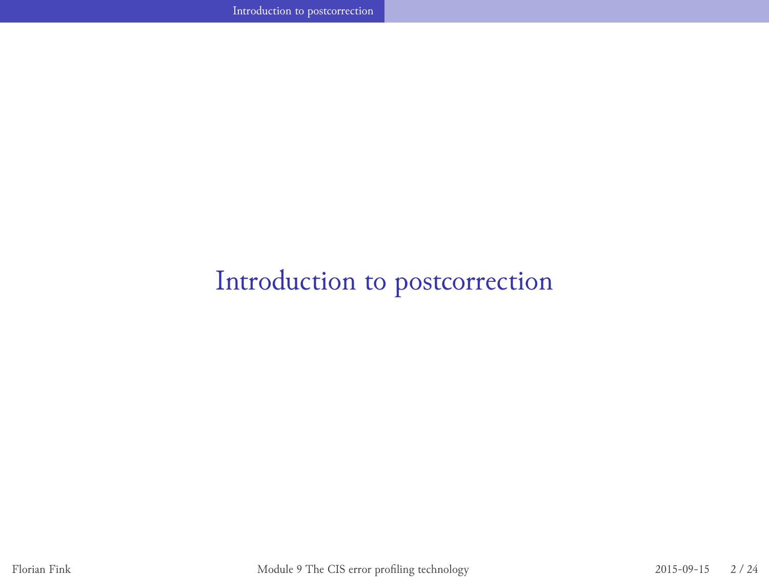# Introduction to postcorrection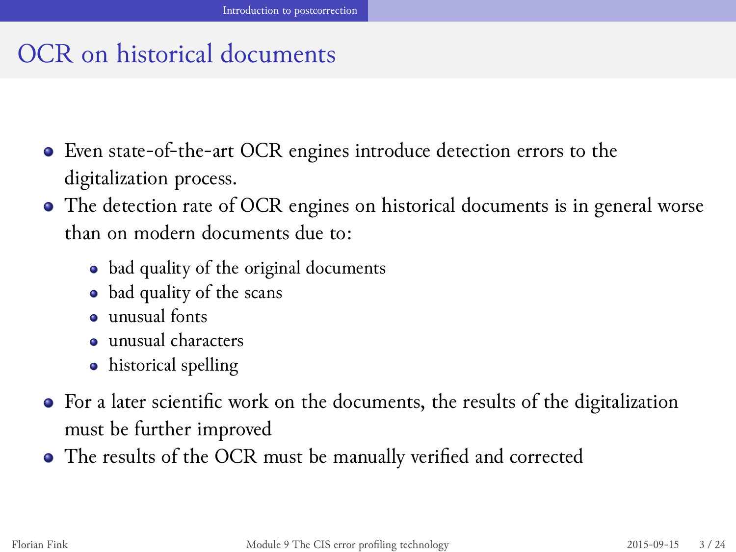# OCR on historical documents

- Even state-of-the-art OCR engines introduce detection errors to the digitalization process.
- The detection rate of OCR engines on historical documents is in general worse than on modern documents due to:
  - bad quality of the original documents
  - bad quality of the scans
  - unusual fonts
  - unusual characters
  - historical spelling
- For a later scientific work on the documents, the results of the digitalization must be further improved
- The results of the OCR must be manually verified and corrected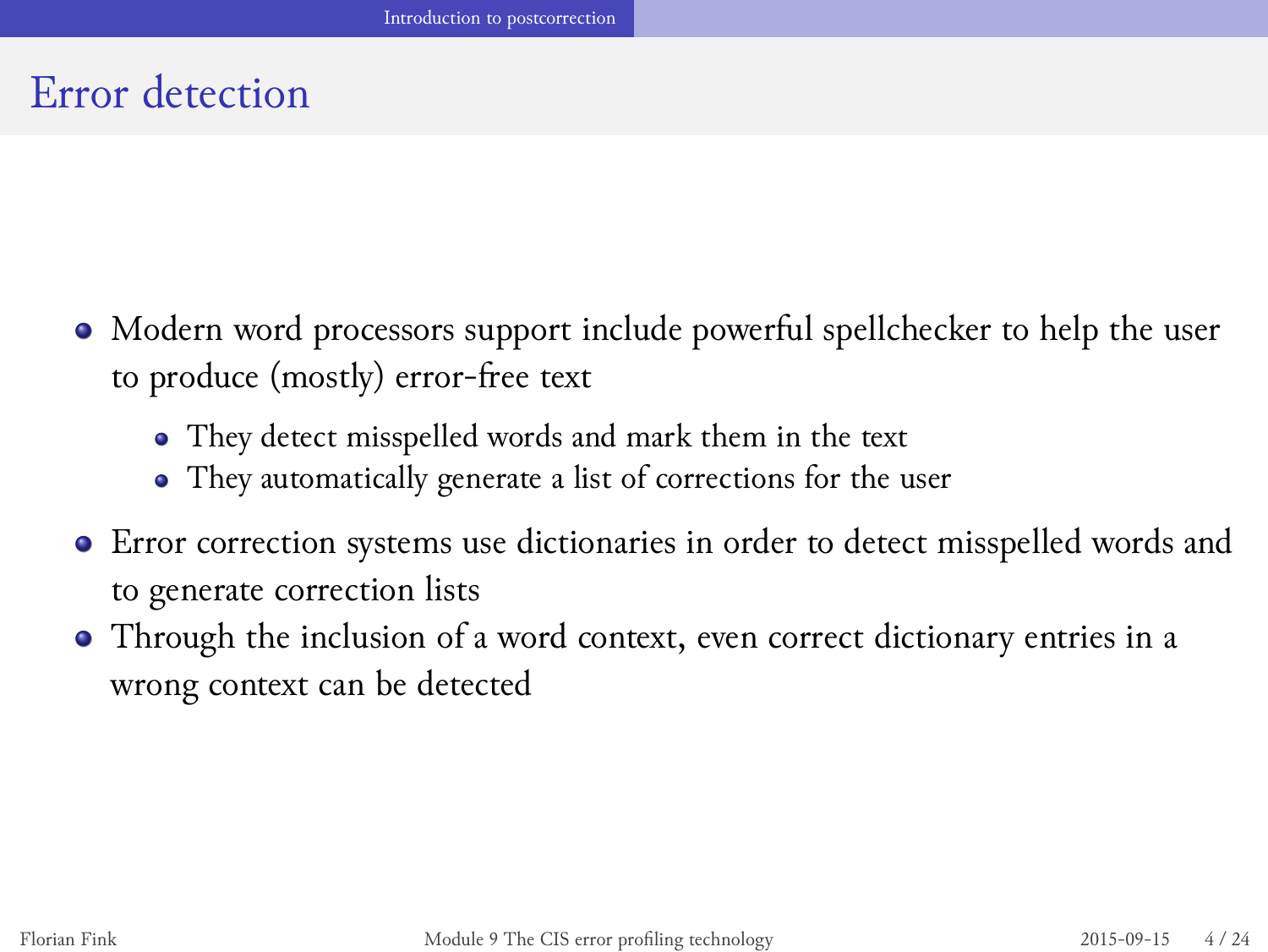# Error detection

- Modern word processors support include powerful spellchecker to help the user to produce (mostly) error-free text
  - They detect misspelled words and mark them in the text
  - They automatically generate a list of corrections for the user
- Error correction systems use dictionaries in order to detect misspelled words and to generate correction lists
- Through the inclusion of a word context, even correct dictionary entries in a wrong context can be detected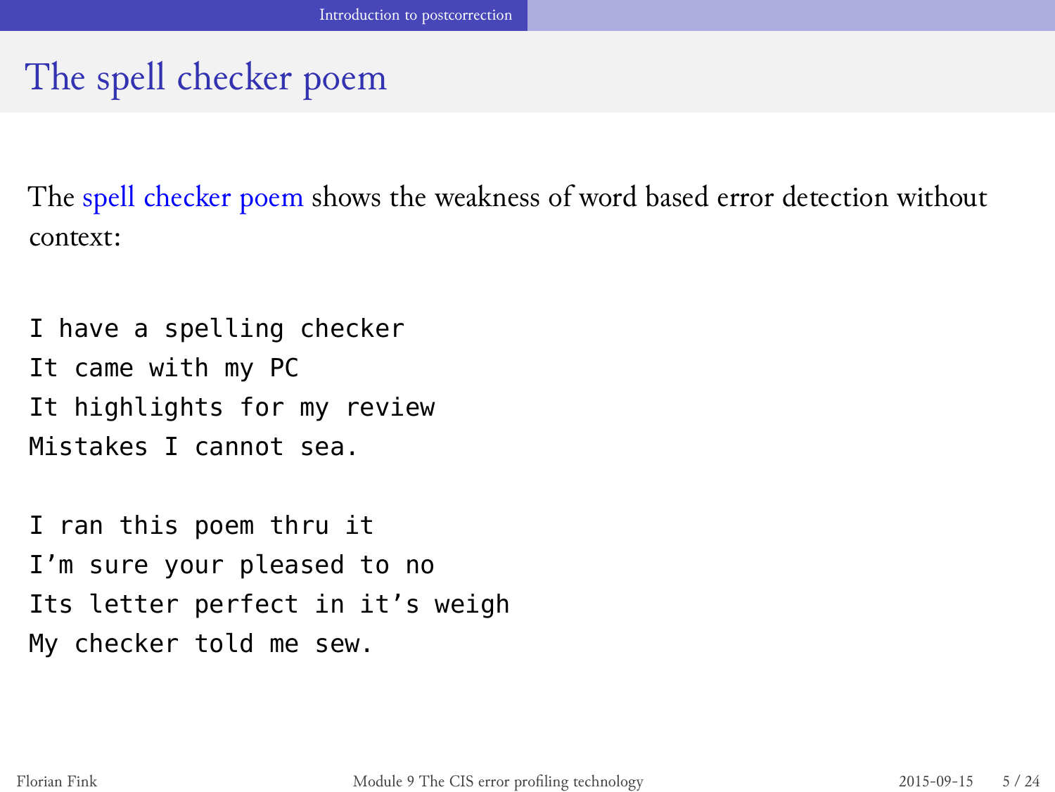# The spell checker poem

The spell checker poem shows the weakness of word based error detection without context:

```
I have a spelling checker
It came with my PC
It highlights for my review
Mistakes I cannot sea.

I ran this poem thru it
I’m sure your pleased to no
Its letter perfect in it’s weigh
My checker told me sew.
```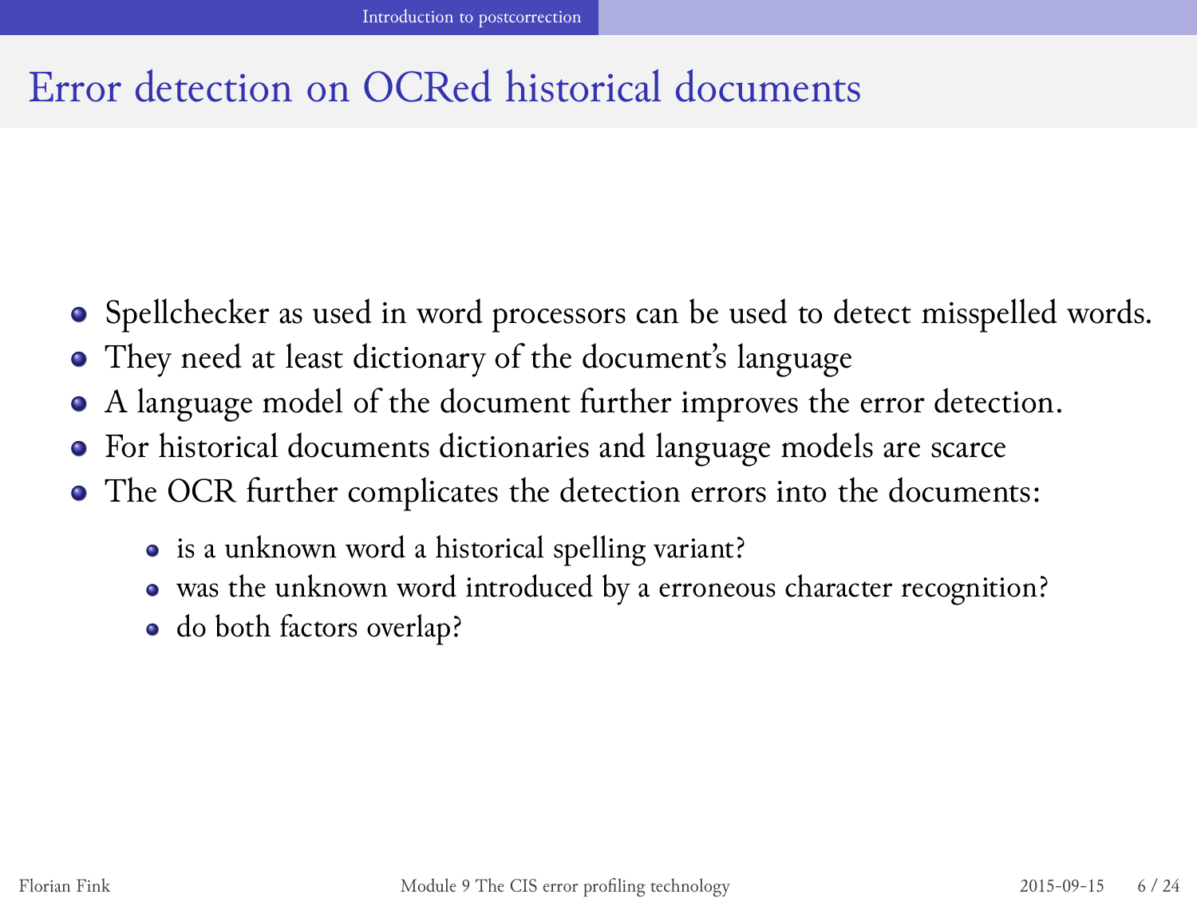# Error detection on OCRed historical documents

- Spellchecker as used in word processors can be used to detect misspelled words.
- They need at least dictionary of the document's language
- A language model of the document further improves the error detection.
- For historical documents dictionaries and language models are scarce
- The OCR further complicates the detection errors into the documents:
  - is a unknown word a historical spelling variant?
  - was the unknown word introduced by a erroneous character recognition?
  - do both factors overlap?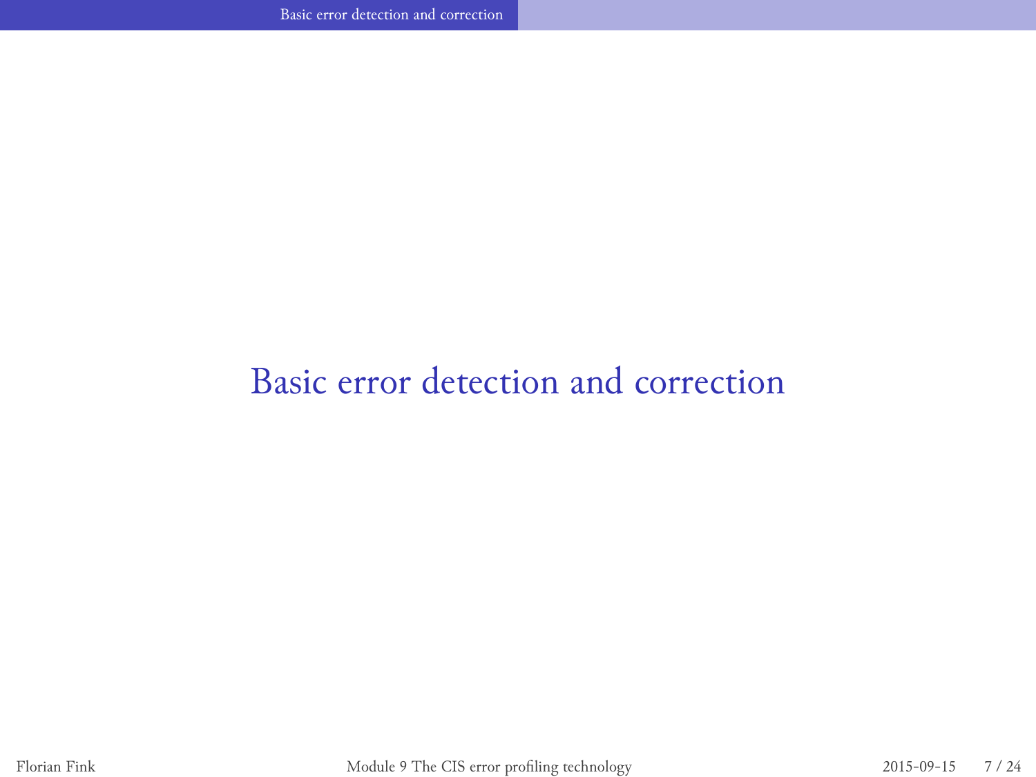# Basic error detection and correction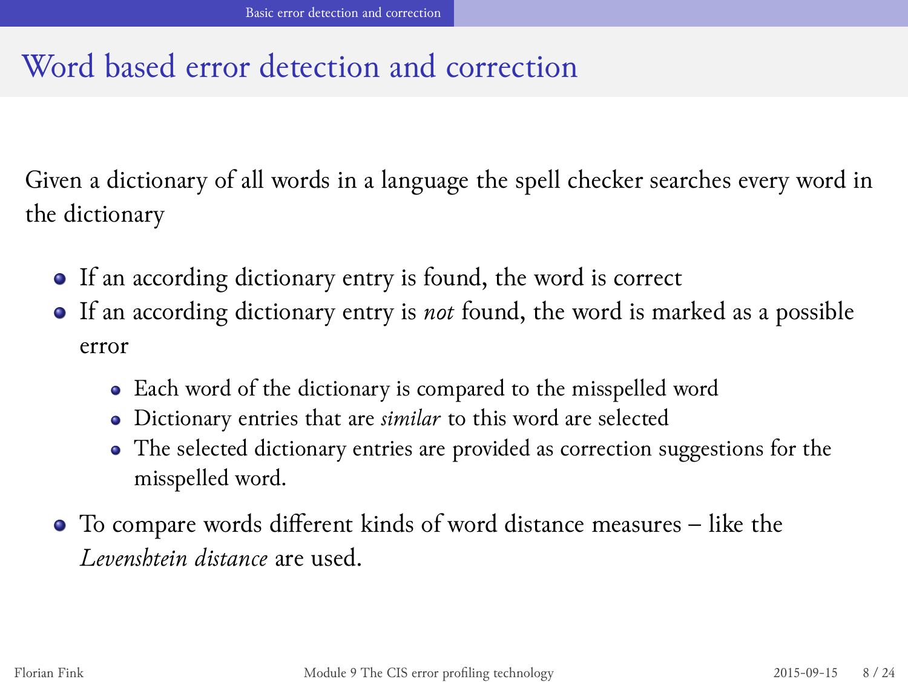# Word based error detection and correction

Given a dictionary of all words in a language the spell checker searches every word in the dictionary

- If an according dictionary entry is found, the word is correct
- If an according dictionary entry is *not* found, the word is marked as a possible error
  - Each word of the dictionary is compared to the misspelled word
  - Dictionary entries that are *similar* to this word are selected
  - The selected dictionary entries are provided as correction suggestions for the misspelled word.
- To compare words different kinds of word distance measures – like the *Levenshtein distance* are used.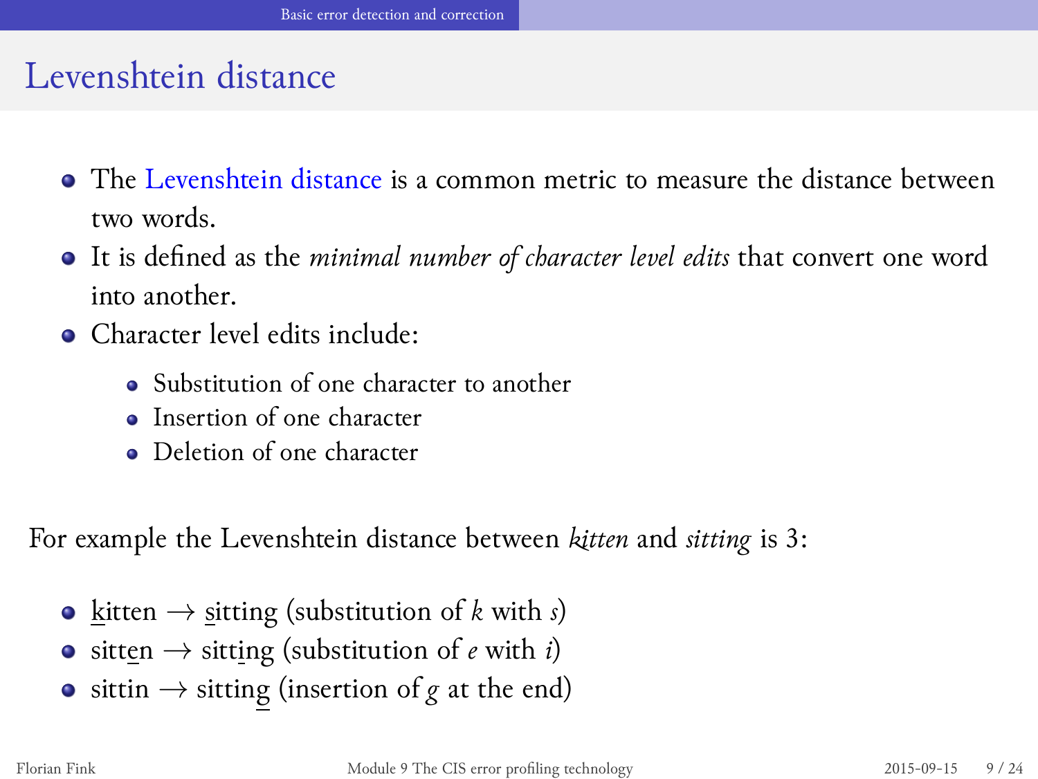# Levenshtein distance

- The Levenshtein distance is a common metric to measure the distance between two words.
- It is defined as the *minimal number of character level edits* that convert one word into another.
- Character level edits include:
  - Substitution of one character to another
  - Insertion of one character
  - Deletion of one character

For example the Levenshtein distance between *kitten* and *sitting* is 3:

- kitten → sitting (substitution of *k* with *s*)
- sitten → sitting (substitution of *e* with *i*)
- sittin → sitting (insertion of *g* at the end)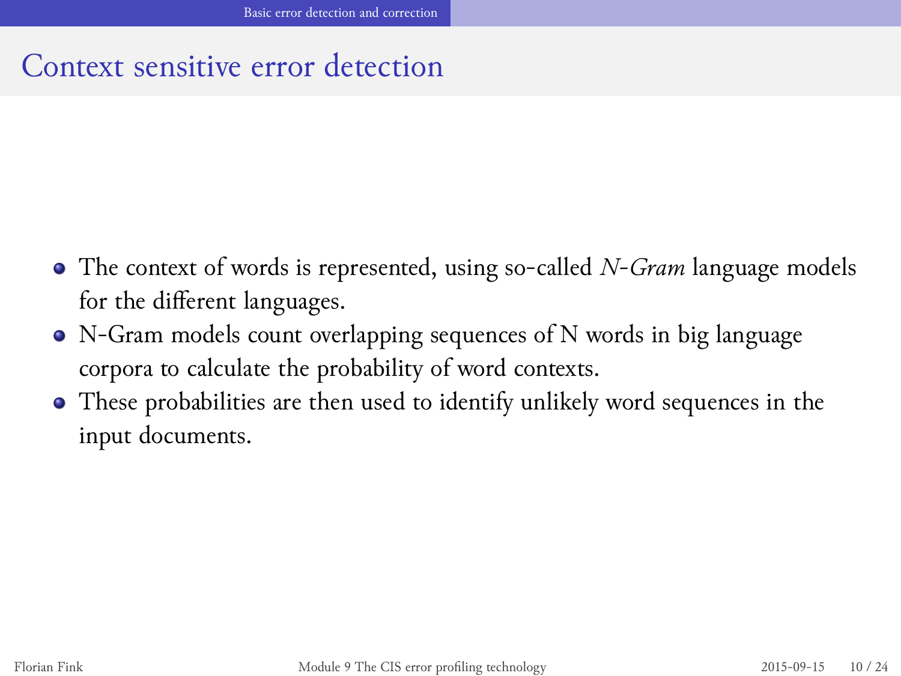# Context sensitive error detection

- The context of words is represented, using so-called *N-Gram* language models for the different languages.
- N-Gram models count overlapping sequences of N words in big language corpora to calculate the probability of word contexts.
- These probabilities are then used to identify unlikely word sequences in the input documents.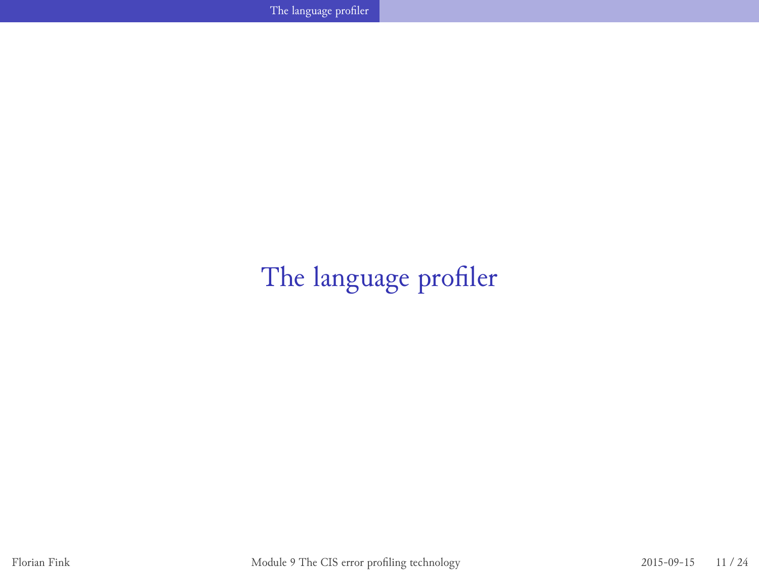# The language profiler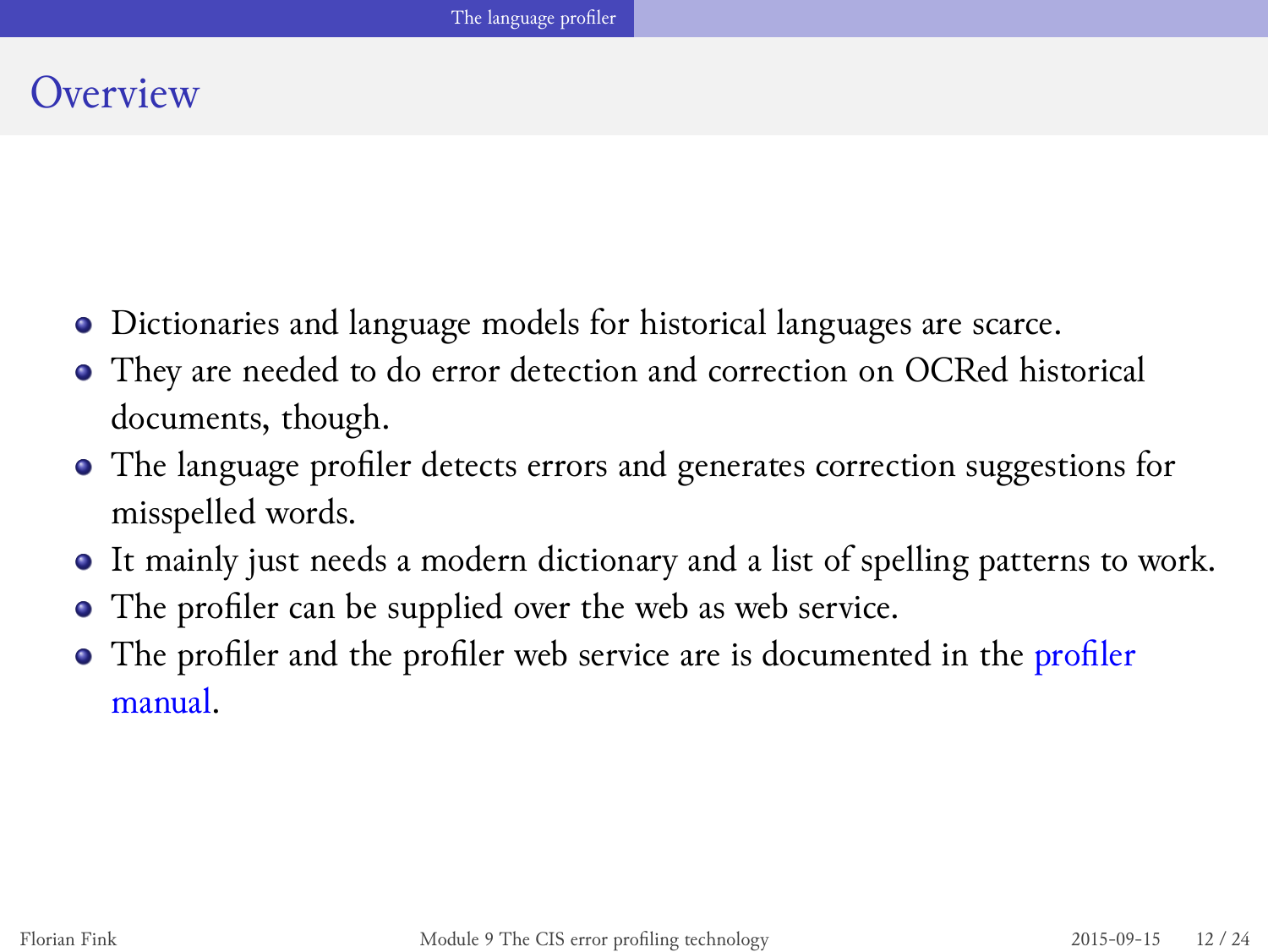# Overview

- Dictionaries and language models for historical languages are scarce.
- They are needed to do error detection and correction on OCRed historical documents, though.
- The language profiler detects errors and generates correction suggestions for misspelled words.
- It mainly just needs a modern dictionary and a list of spelling patterns to work.
- The profiler can be supplied over the web as web service.
- The profiler and the profiler web service are is documented in the profiler manual.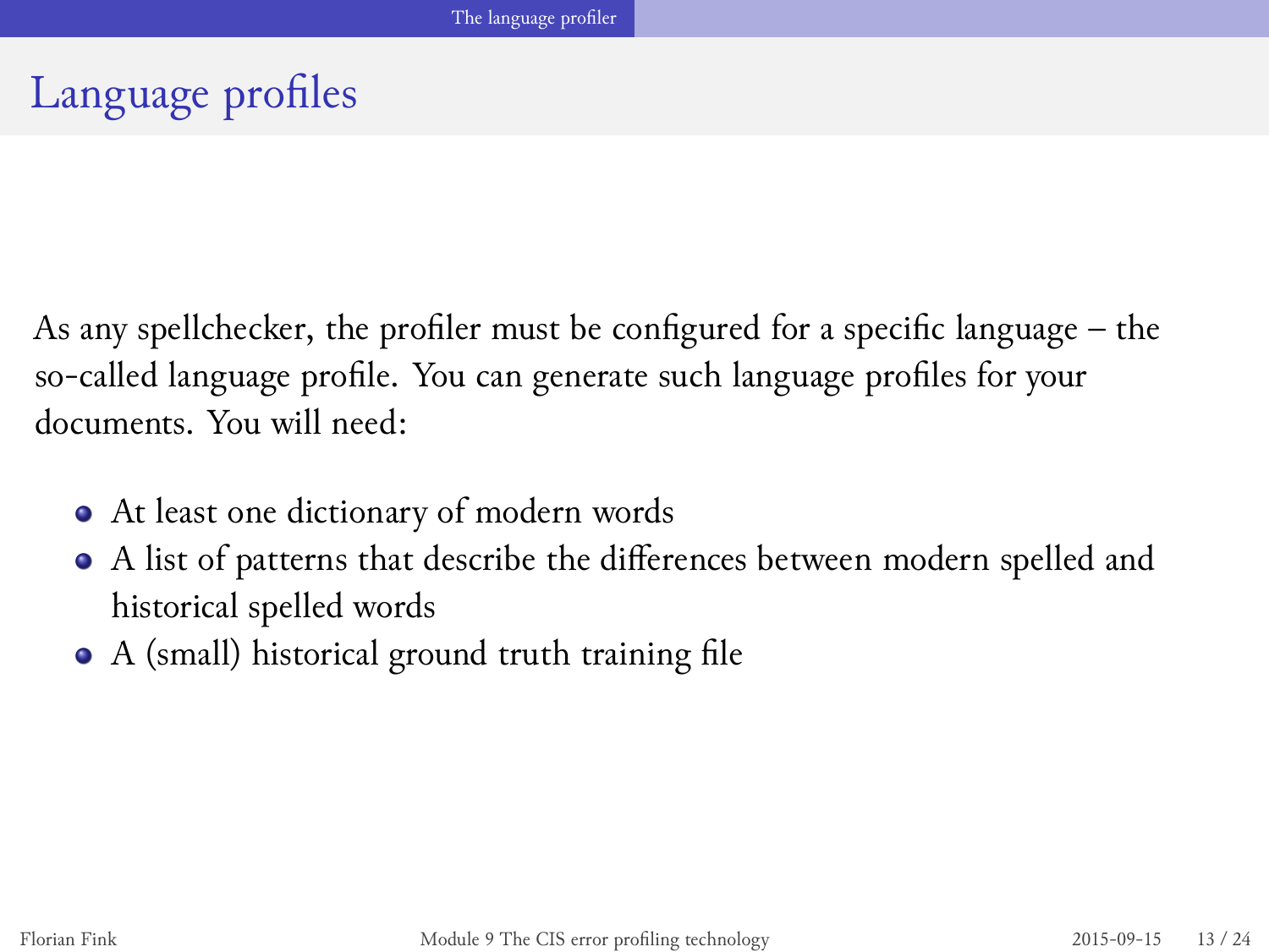# Language profiles

As any spellchecker, the profiler must be configured for a specific language – the so-called language profile. You can generate such language profiles for your documents. You will need:

- At least one dictionary of modern words
- A list of patterns that describe the differences between modern spelled and historical spelled words
- A (small) historical ground truth training file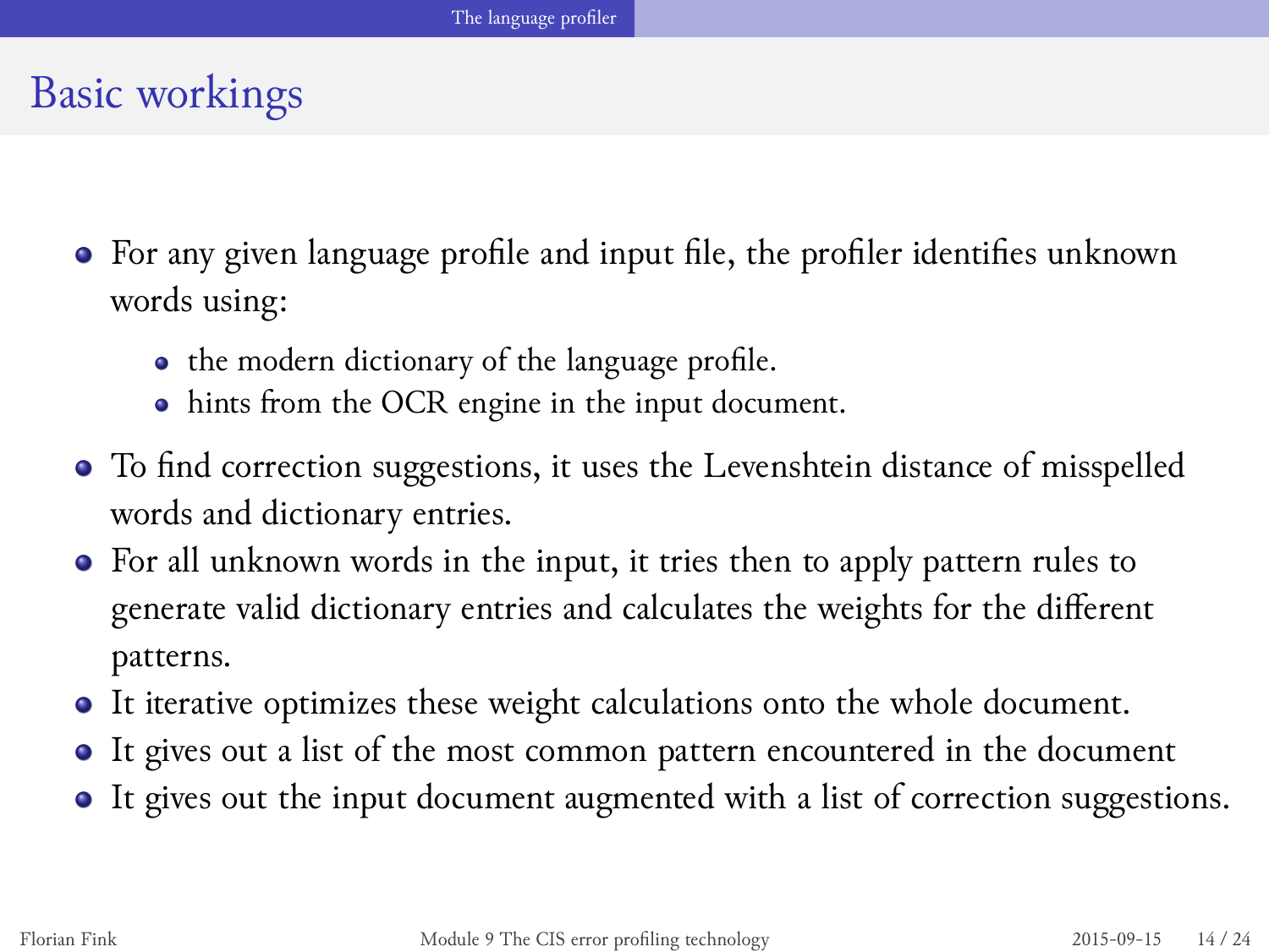## Basic workings

- For any given language profile and input file, the profiler identifies unknown words using:
  - the modern dictionary of the language profile.
  - hints from the OCR engine in the input document.
- To find correction suggestions, it uses the Levenshtein distance of misspelled words and dictionary entries.
- For all unknown words in the input, it tries then to apply pattern rules to generate valid dictionary entries and calculates the weights for the different patterns.
- It iterative optimizes these weight calculations onto the whole document.
- It gives out a list of the most common pattern encountered in the document
- It gives out the input document augmented with a list of correction suggestions.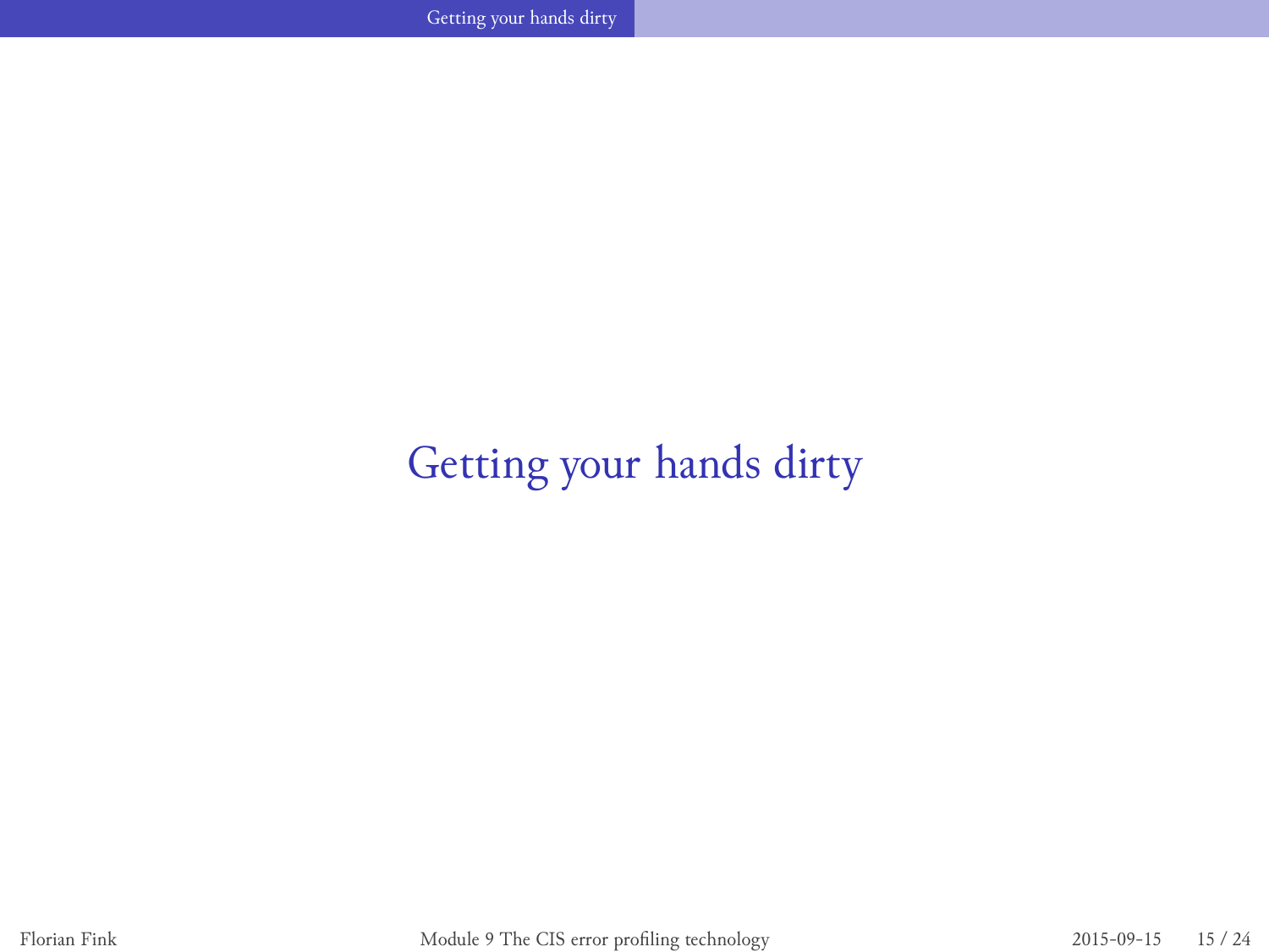# Getting your hands dirty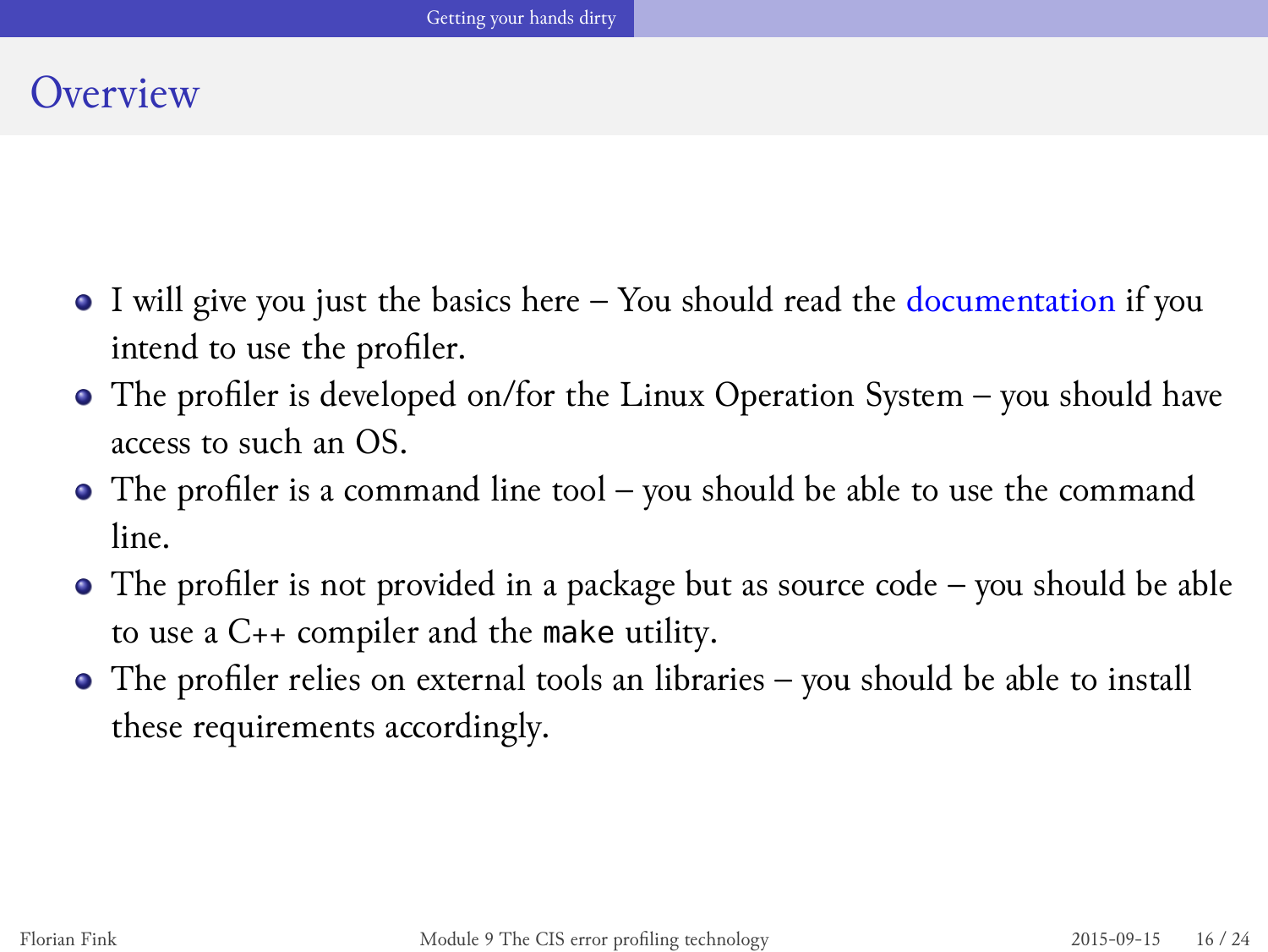# Overview

- I will give you just the basics here – You should read the documentation if you intend to use the profiler.
- The profiler is developed on/for the Linux Operation System – you should have access to such an OS.
- The profiler is a command line tool – you should be able to use the command line.
- The profiler is not provided in a package but as source code – you should be able to use a C++ compiler and the `make` utility.
- The profiler relies on external tools an libraries – you should be able to install these requirements accordingly.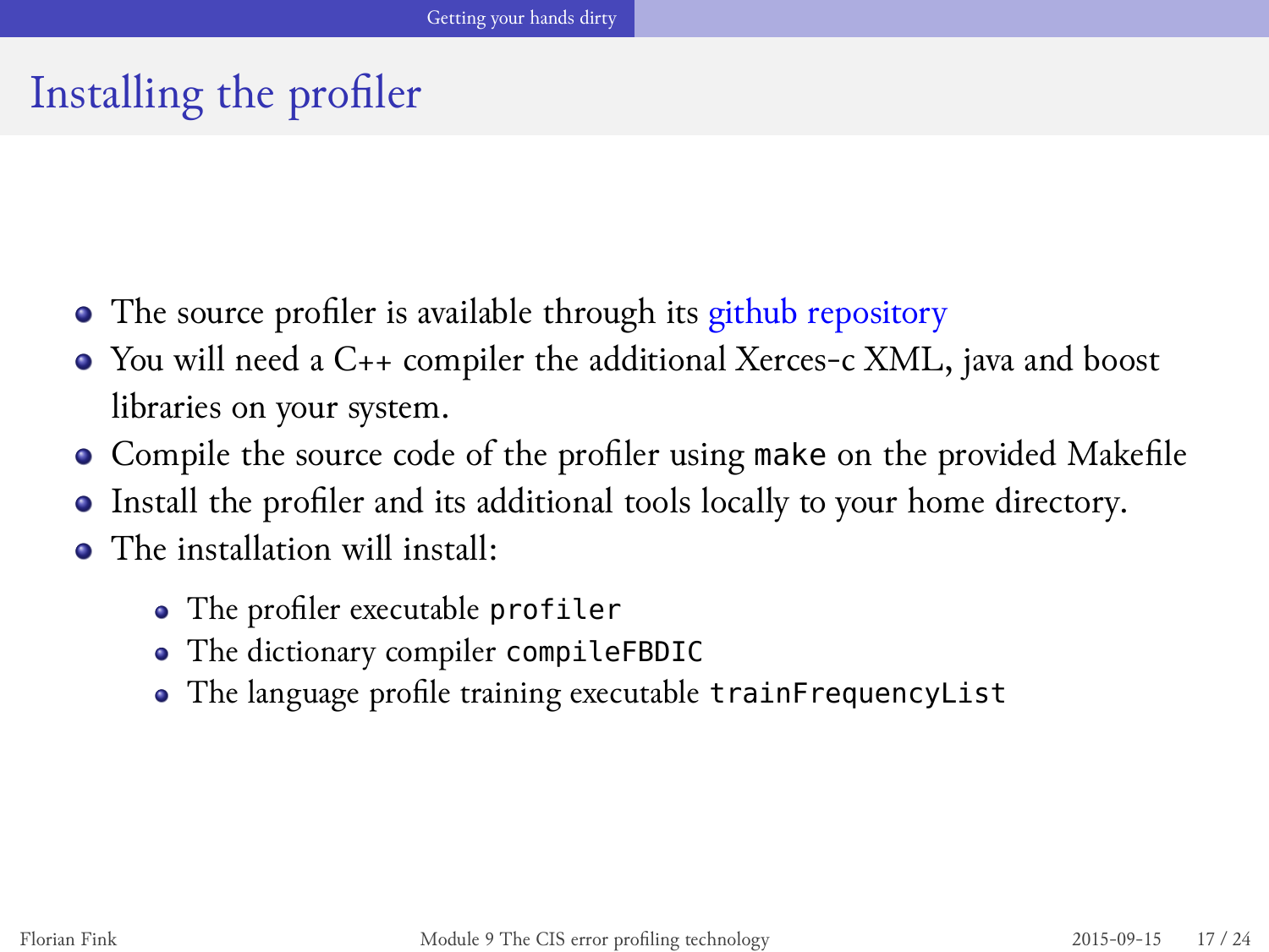# Installing the profiler

- The source profiler is available through its github repository
- You will need a C++ compiler the additional Xerces-c XML, java and boost libraries on your system.
- Compile the source code of the profiler using `make` on the provided Makefile
- Install the profiler and its additional tools locally to your home directory.
- The installation will install:
  - The profiler executable `profiler`
  - The dictionary compiler `compileFBDIC`
  - The language profile training executable `trainFrequencyList`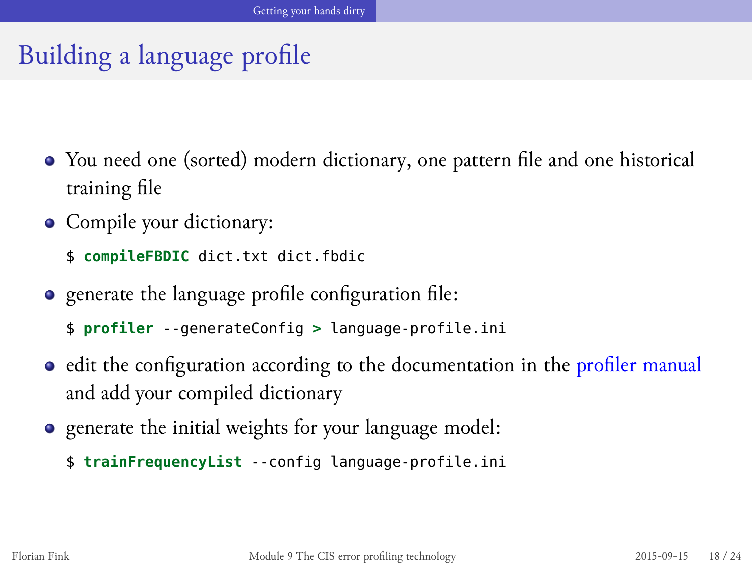# Building a language profile

- You need one (sorted) modern dictionary, one pattern file and one historical training file
- Compile your dictionary:

```
$ compileFBDIC dict.txt dict.fbdic
```

- generate the language profile configuration file:

```
$ profiler --generateConfig > language-profile.ini
```

- edit the configuration according to the documentation in the profiler manual and add your compiled dictionary
- generate the initial weights for your language model:

```
$ trainFrequencyList --config language-profile.ini
```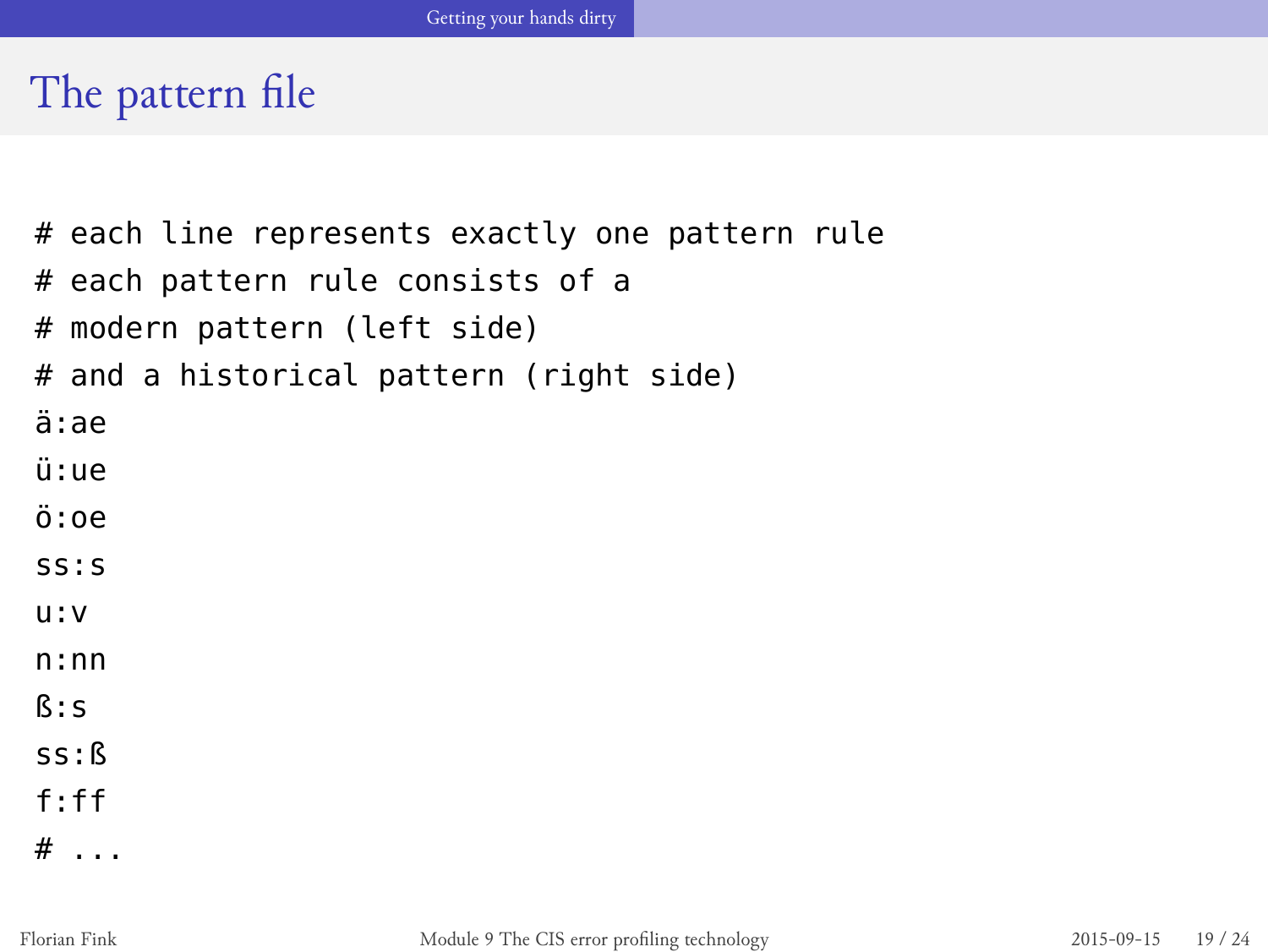# The pattern file

```
# each line represents exactly one pattern rule
# each pattern rule consists of a
# modern pattern (left side)
# and a historical pattern (right side)
ä:ae
ü:ue
ö:oe
ss:s
u:v
n:nn
ß:s
ss:ß
f:ff
# ...
```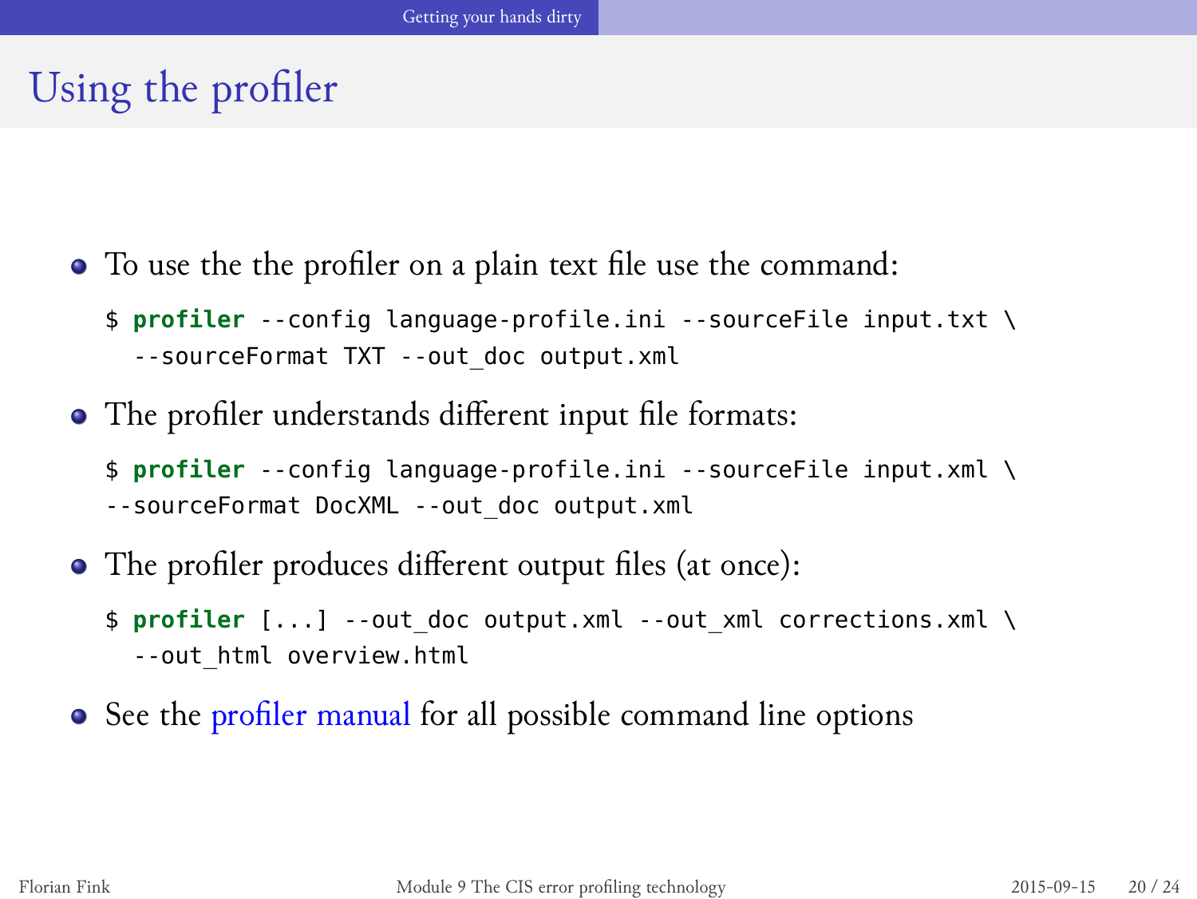# Using the profiler

- To use the the profiler on a plain text file use the command:

```
$ profiler --config language-profile.ini --sourceFile input.txt \
  --sourceFormat TXT --out_doc output.xml
```

- The profiler understands different input file formats:

```
$ profiler --config language-profile.ini --sourceFile input.xml \
--sourceFormat DocXML --out_doc output.xml
```

- The profiler produces different output files (at once):

```
$ profiler [...] --out_doc output.xml --out_xml corrections.xml \
  --out_html overview.html
```

- See the profiler manual for all possible command line options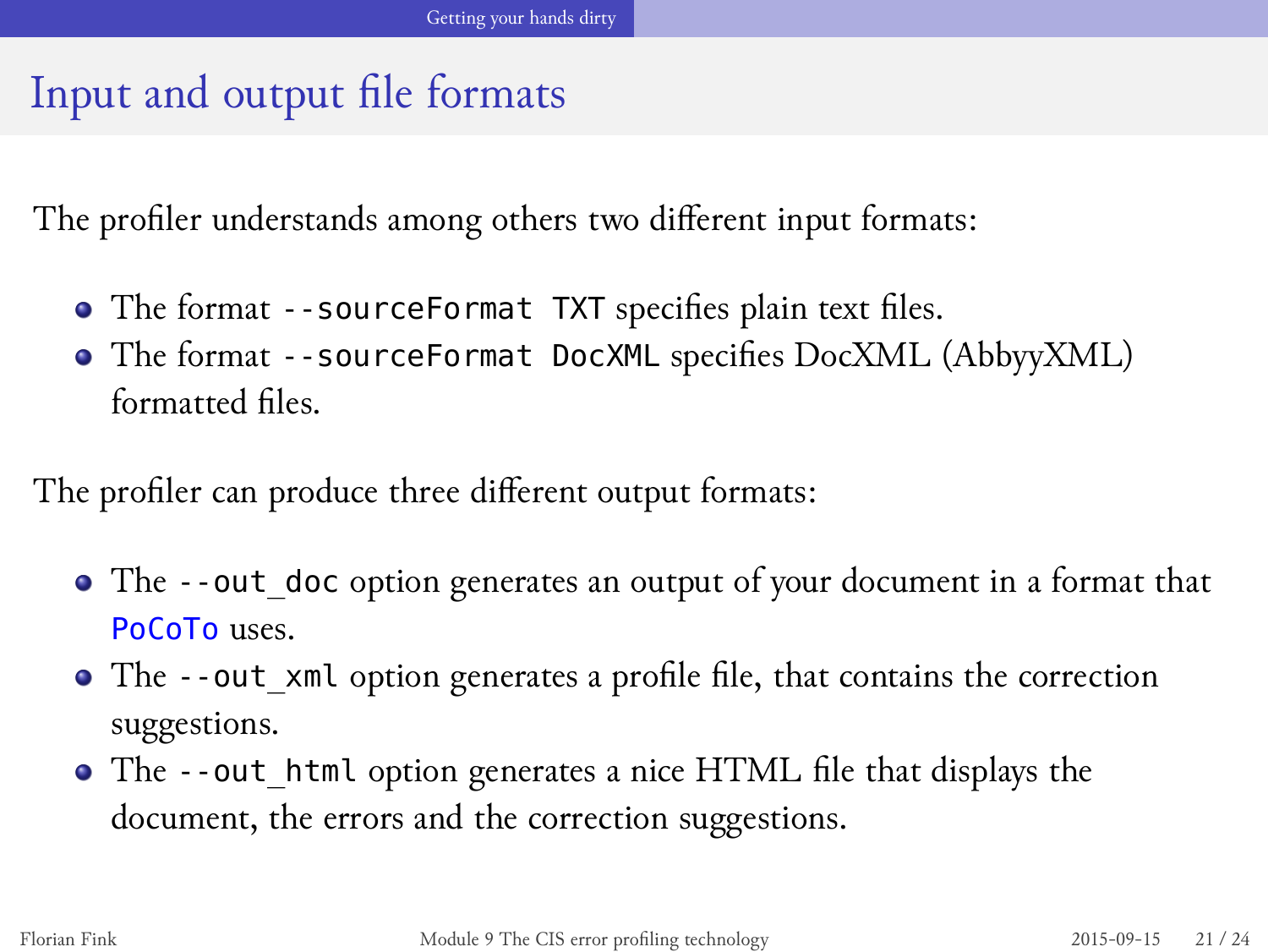# Input and output file formats

The profiler understands among others two different input formats:

- The format `--sourceFormat TXT` specifies plain text files.
- The format `--sourceFormat DocXML` specifies DocXML (AbbyyXML) formatted files.

The profiler can produce three different output formats:

- The `--out_doc` option generates an output of your document in a format that `PoCoTo` uses.
- The `--out_xml` option generates a profile file, that contains the correction suggestions.
- The `--out_html` option generates a nice HTML file that displays the document, the errors and the correction suggestions.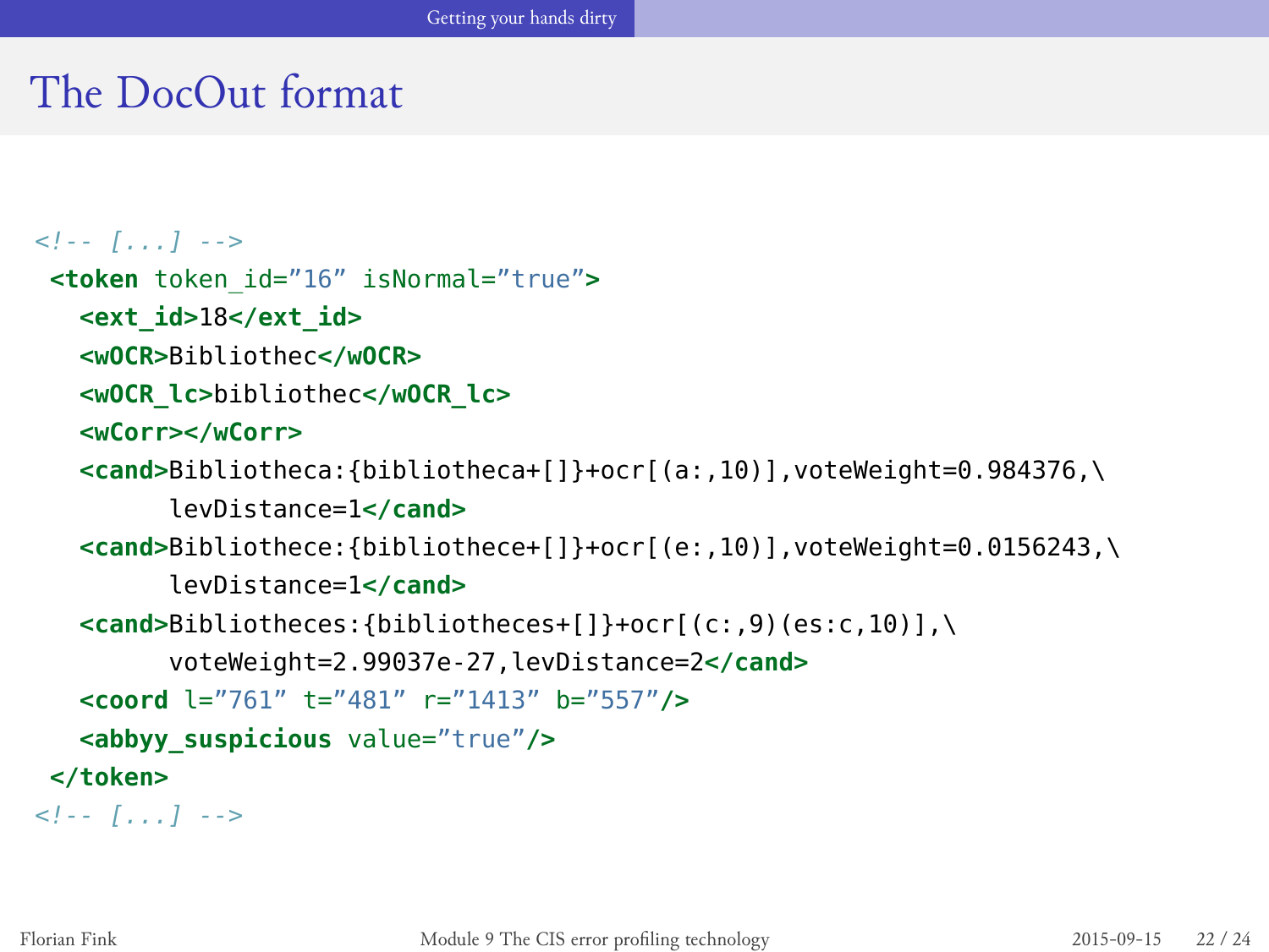# The DocOut format

```
<!-- [...] -->
 <token token_id="16" isNormal="true">
   <ext_id>18</ext_id>
   <wOCR>Bibliothec</wOCR>
   <wOCR_lc>bibliothec</wOCR_lc>
   <wCorr></wCorr>
   <cand>Bibliotheca:{bibliotheca+[]}+ocr[(a:,10)],voteWeight=0.984376,\
         levDistance=1</cand>
   <cand>Bibliothece:{bibliothece+[]}+ocr[(e:,10)],voteWeight=0.0156243,\
         levDistance=1</cand>
   <cand>Bibliotheces:{bibliotheces+[]}+ocr[(c:,9)(es:c,10)],\
         voteWeight=2.99037e-27,levDistance=2</cand>
   <coord l="761" t="481" r="1413" b="557"/>
   <abbyy_suspicious value="true"/>
 </token>
<!-- [...] -->
```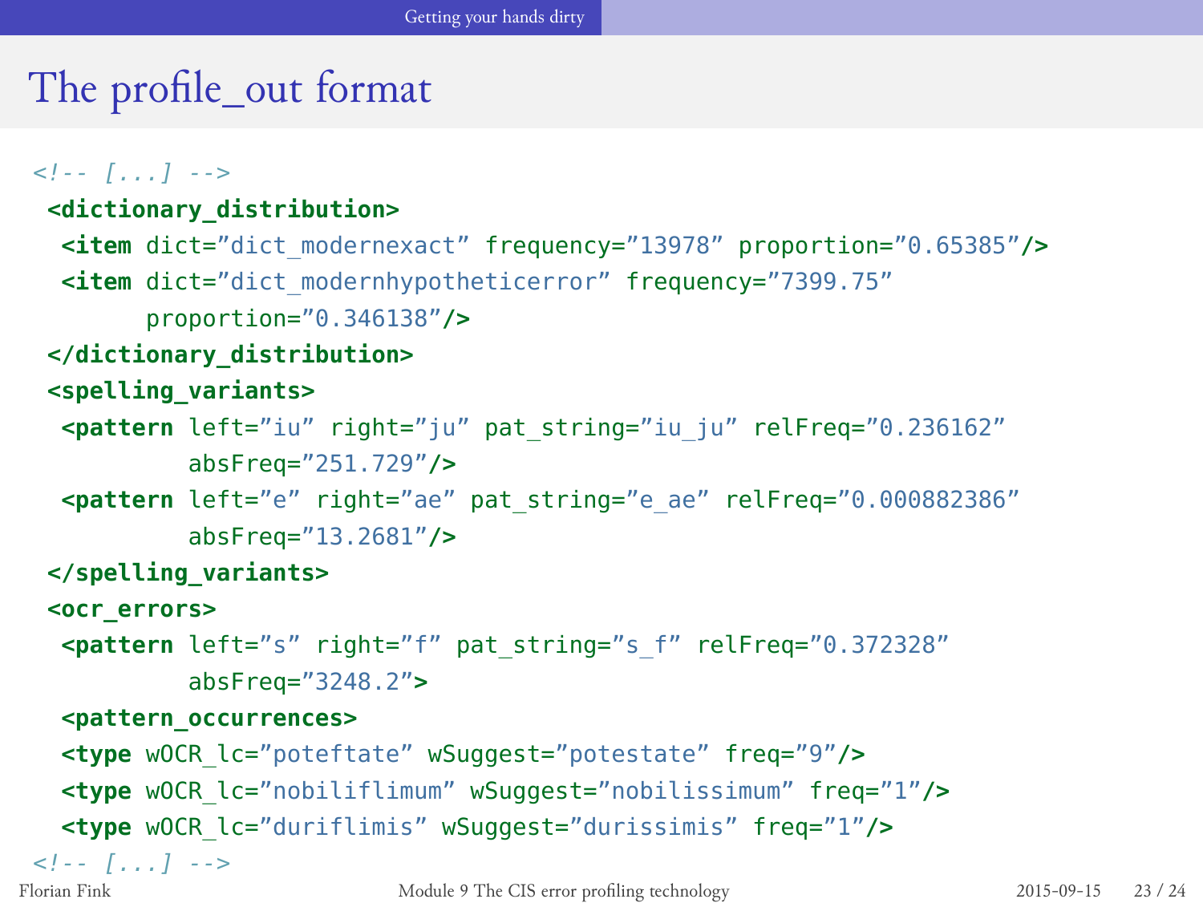# The profile_out format

```
<!-- [...] -->
<dictionary_distribution>
 <item dict="dict_modernexact" frequency="13978" proportion="0.65385"/>
 <item dict="dict_modernhypotheticerror" frequency="7399.75"
       proportion="0.346138"/>
</dictionary_distribution>
<spelling_variants>
 <pattern left="iu" right="ju" pat_string="iu_ju" relFreq="0.236162"
          absFreq="251.729"/>
 <pattern left="e" right="ae" pat_string="e_ae" relFreq="0.000882386"
          absFreq="13.2681"/>
</spelling_variants>
<ocr_errors>
 <pattern left="s" right="f" pat_string="s_f" relFreq="0.372328"
          absFreq="3248.2">
 <pattern_occurrences>
 <type wOCR_lc="poteftate" wSuggest="potestate" freq="9"/>
 <type wOCR_lc="nobiliflimum" wSuggest="nobilissimum" freq="1"/>
 <type wOCR_lc="duriflimis" wSuggest="durissimis" freq="1"/>
<!-- [...] -->
```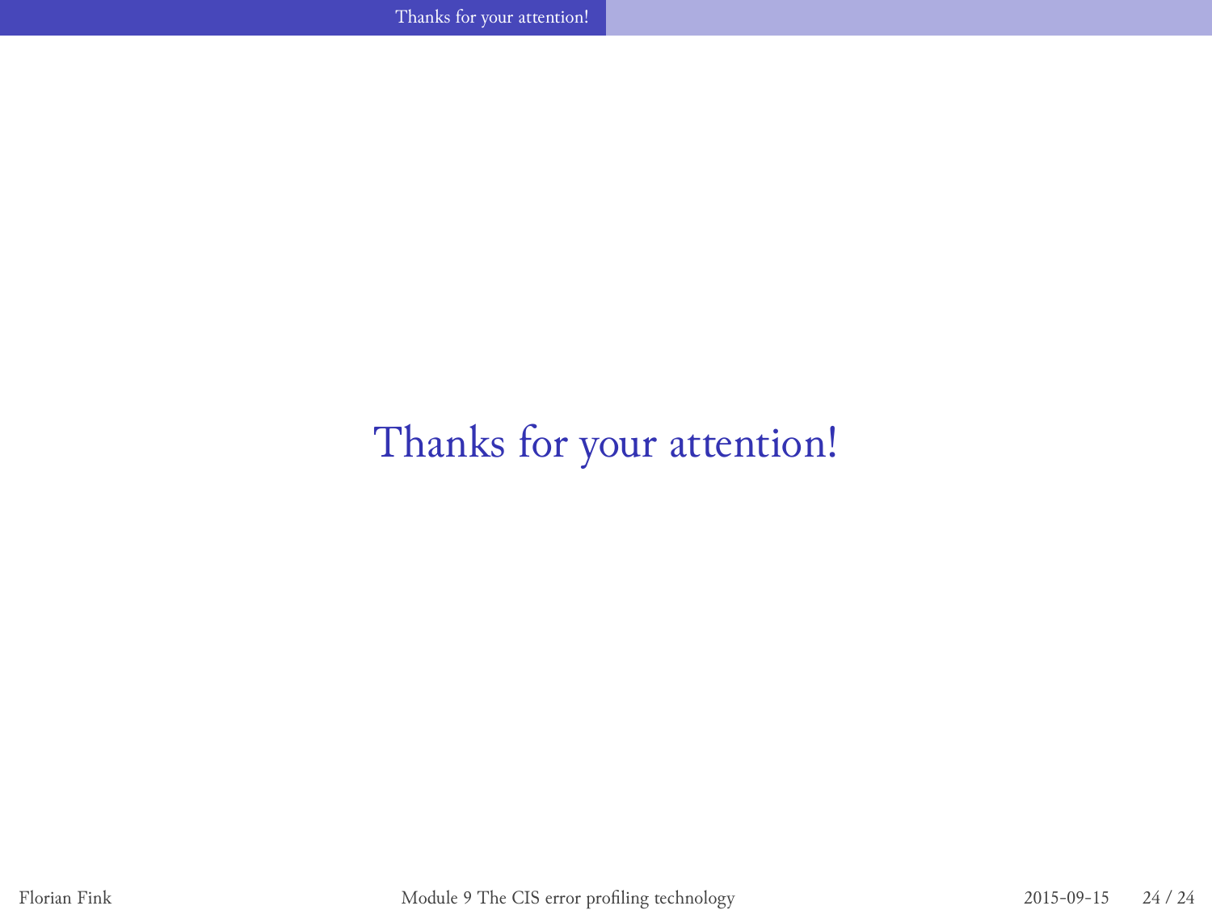# Thanks for your attention!